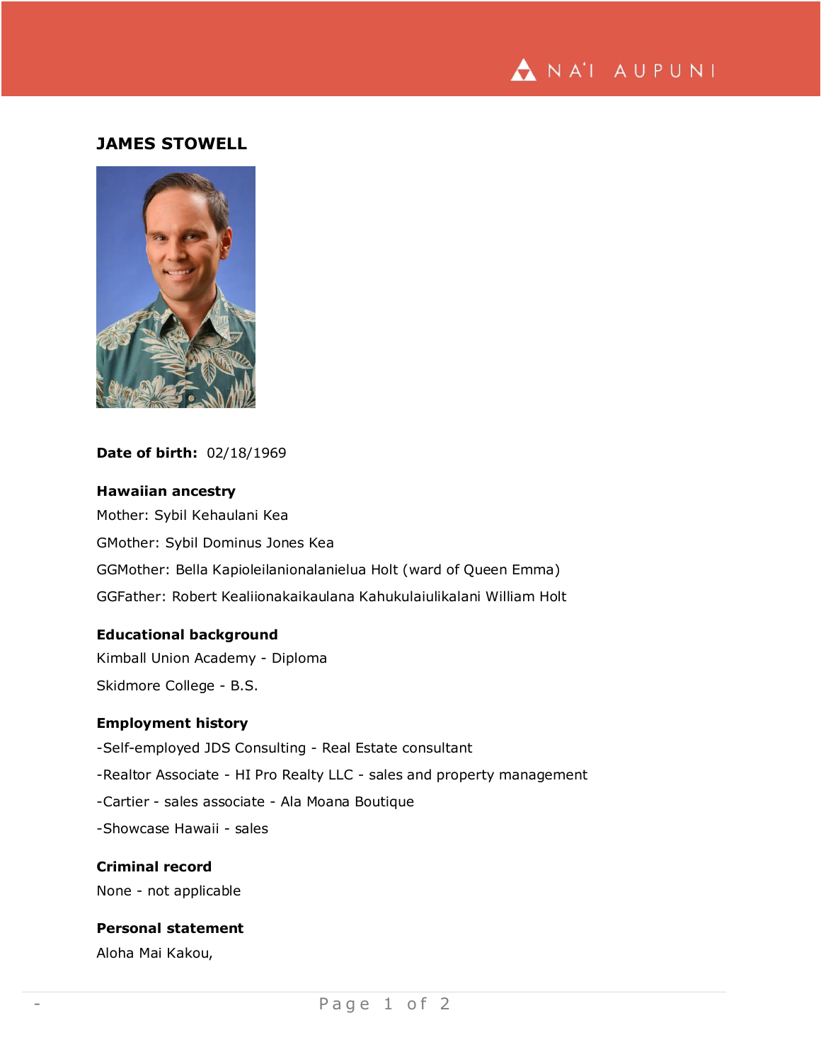# JAMES STOWELL

**Date of birth:** 02/18/1969

**Hawaiian ancestry**

Mother: Sybil Kehaulani Kea

GMother: Sybil Dominus Jones Kea

GGMother: Bella Kapioleilanionalanielua Holt (ward of Queen Emma)

GGFather: Robert Kealiionakaikaulana Kahukulaiulikalani William Holt

**Educational background**

Kimball Union Academy - Diploma

Skidmore College - B.S.

**Employment history**

-Self-employed JDS Consulting - Real Estate consultant

-Realtor Associate - HI Pro Realty LLC - sales and property management

-Cartier - sales associate - Ala Moana Boutique

-Showcase Hawaii - sales

**Criminal record**

None - not applicable

**Personal statement**

Aloha Mai Kakou,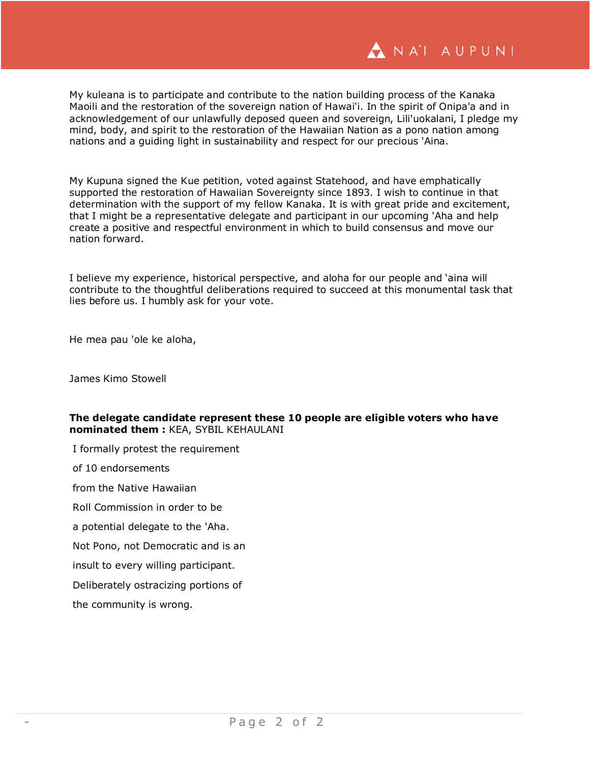My kuleana is to participate and contribute to the nation building process of the Kanaka Maoili and the restoration of the sovereign nation of Hawai'i. In the spirit of Onipa'a and in acknowledgement of our unlawfully deposed queen and sovereign, Lili'uokalani, I pledge my mind, body, and spirit to the restoration of the Hawaiian Nation as a pono nation among nations and a guiding light in sustainability and respect for our precious 'Aina.

My Kupuna signed the Kue petition, voted against Statehood, and have emphatically supported the restoration of Hawaiian Sovereignty since 1893. I wish to continue in that determination with the support of my fellow Kanaka. It is with great pride and excitement, that I might be a representative delegate and participant in our upcoming 'Aha and help create a positive and respectful environment in which to build consensus and move our nation forward.

I believe my experience, historical perspective, and aloha for our people and ʻaina will contribute to the thoughtful deliberations required to succeed at this monumental task that lies before us. I humbly ask for your vote.

He mea pau 'ole ke aloha,

James Kimo Stowell

**The delegate candidate represent these 10 people are eligible voters who have nominated them :** KEA, SYBIL KEHAULANI

I formally protest the requirement

of 10 endorsements

from the Native Hawaiian

Roll Commission in order to be

a potential delegate to the 'Aha.

Not Pono, not Democratic and is an

insult to every willing participant.

Deliberately ostracizing portions of

the community is wrong.